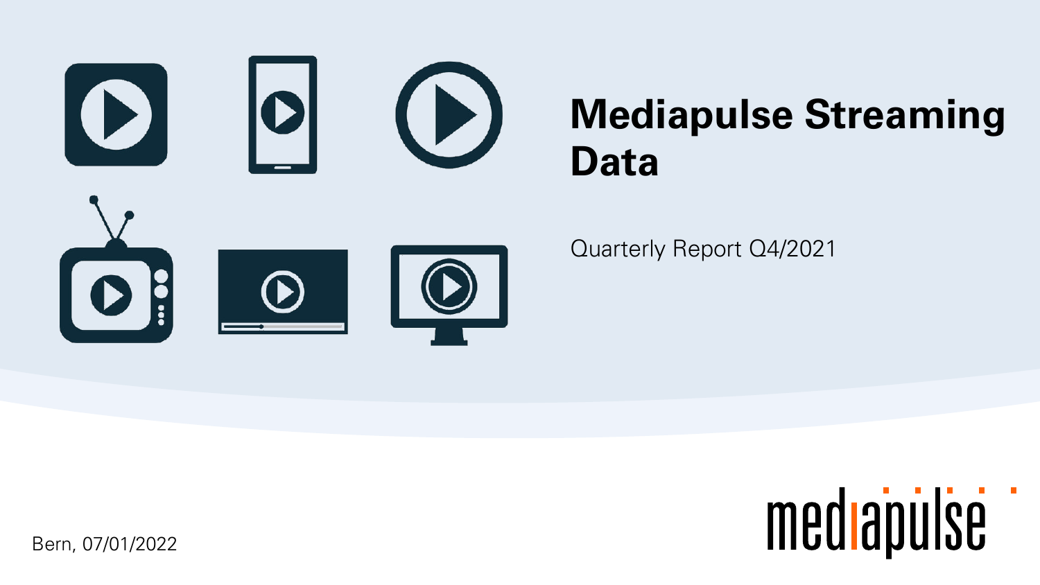# Mediapulse Streaming Data

Quarterly Report Q4/2021

Bern, 07/01/2022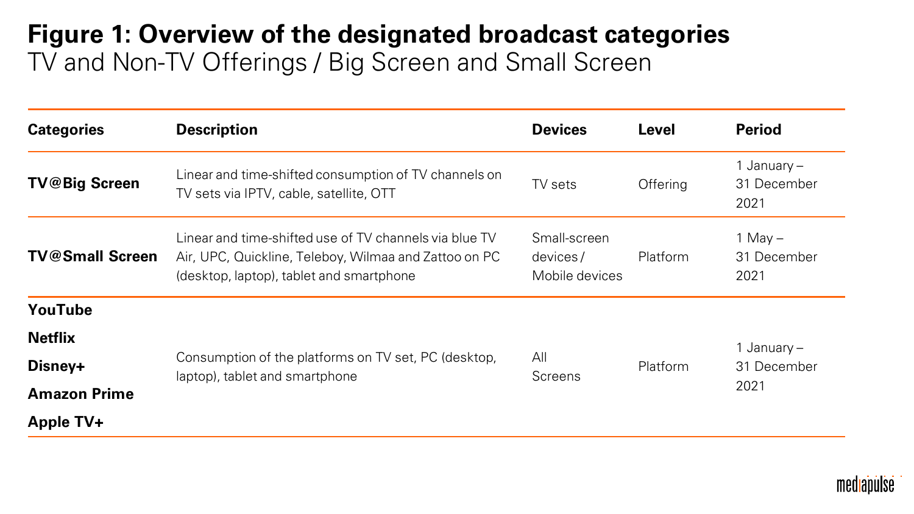# Figure 1: Overview of the designated broadcast categories

TV and Non-TV Offerings / Big Screen and Small Screen

| Categories | Description | Devices | Level | Period |
| --- | --- | --- | --- | --- |
| **TV@Big Screen** | Linear and time-shifted consumption of TV channels on TV sets via IPTV, cable, satellite, OTT | TV sets | Offering | 1 January – 31 December 2021 |
| **TV@Small Screen** | Linear and time-shifted use of TV channels via blue TV Air, UPC, Quickline, Teleboy, Wilmaa and Zattoo on PC (desktop, laptop), tablet and smartphone | Small-screen devices / Mobile devices | Platform | 1 May – 31 December 2021 |
| **YouTube**<br>**Netflix**<br>**Disney+**<br>**Amazon Prime**<br>**Apple TV+** | Consumption of the platforms on TV set, PC (desktop, laptop), tablet and smartphone | All Screens | Platform | 1 January – 31 December 2021 |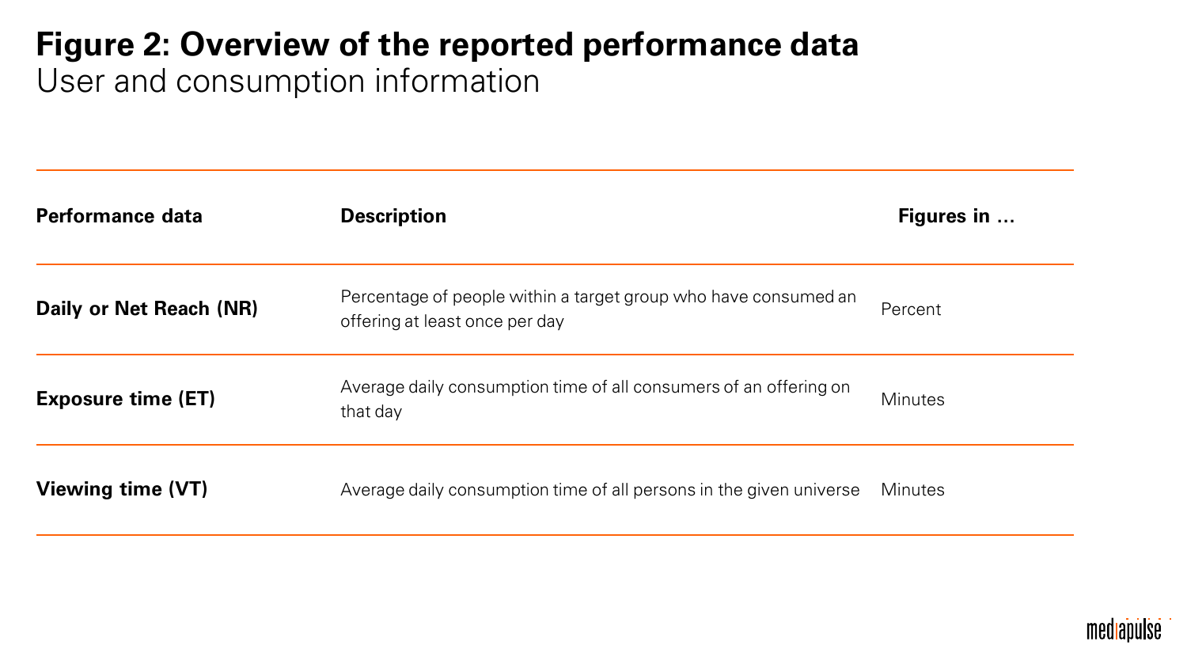# Figure 2: Overview of the reported performance data

User and consumption information

| Performance data | Description | Figures in … |
|---|---|---|
| **Daily or Net Reach (NR)** | Percentage of people within a target group who have consumed an offering at least once per day | Percent |
| **Exposure time (ET)** | Average daily consumption time of all consumers of an offering on that day | Minutes |
| **Viewing time (VT)** | Average daily consumption time of all persons in the given universe | Minutes |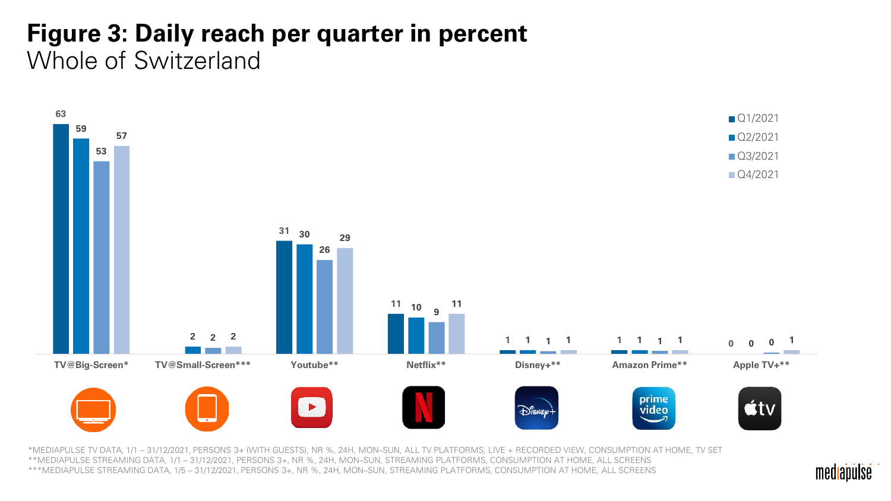# Figure 3: Daily reach per quarter in percent

Whole of Switzerland

| | Q1/2021 | Q2/2021 | Q3/2021 | Q4/2021 |
|---|---|---|---|---|
| TV@Big-Screen* | 63 | 59 | 53 | 57 |
| TV@Small-Screen*** | | 2 | 2 | 2 |
| Youtube** | 31 | 30 | 26 | 29 |
| Netflix** | 11 | 10 | 9 | 11 |
| Disney+** | 1 | 1 | 1 | 1 |
| Amazon Prime** | 1 | 1 | 1 | 1 |
| Apple TV+** | 0 | 0 | 0 | 1 |

*MEDIAPULSE TV DATA, 1/1 – 31/12/2021, PERSONS 3+ (WITH GUESTS), NR %, 24H, MON–SUN, ALL TV PLATFORMS, LIVE + RECORDED VIEW, CONSUMPTION AT HOME, TV SET

**MEDIAPULSE STREAMING DATA, 1/1 – 31/12/2021, PERSONS 3+, NR %, 24H, MON–SUN, STREAMING PLATFORMS, CONSUMPTION AT HOME, ALL SCREENS

***MEDIAPULSE STREAMING DATA, 1/5 – 31/12/2021, PERSONS 3+, NR %, 24H, MON–SUN, STREAMING PLATFORMS, CONSUMPTION AT HOME, ALL SCREENS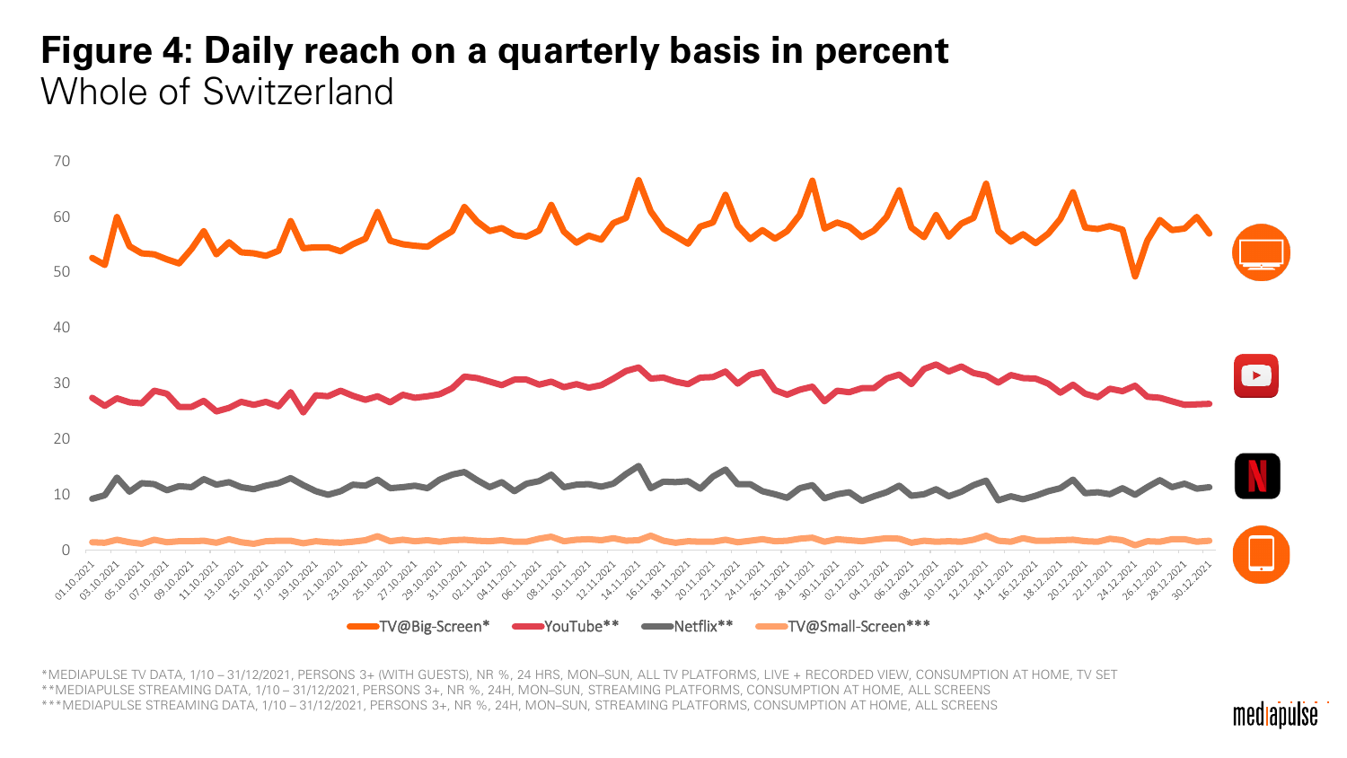# Figure 4: Daily reach on a quarterly basis in percent

Whole of Switzerland

TV@Big-Screen* — YouTube** — Netflix** — TV@Small-Screen***

*MEDIAPULSE TV DATA, 1/10 – 31/12/2021, PERSONS 3+ (WITH GUESTS), NR %, 24 HRS, MON–SUN, ALL TV PLATFORMS, LIVE + RECORDED VIEW, CONSUMPTION AT HOME, TV SET
**MEDIAPULSE STREAMING DATA, 1/10 – 31/12/2021, PERSONS 3+, NR %, 24H, MON–SUN, STREAMING PLATFORMS, CONSUMPTION AT HOME, ALL SCREENS
***MEDIAPULSE STREAMING DATA, 1/10 – 31/12/2021, PERSONS 3+, NR %, 24H, MON–SUN, STREAMING PLATFORMS, CONSUMPTION AT HOME, ALL SCREENS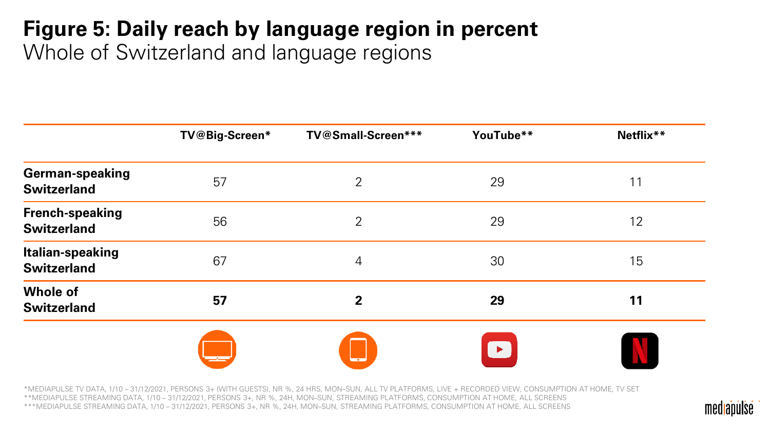# Figure 5: Daily reach by language region in percent

Whole of Switzerland and language regions

| | TV@Big-Screen* | TV@Small-Screen*** | YouTube** | Netflix** |
|---|---|---|---|---|
| **German-speaking Switzerland** | 57 | 2 | 29 | 11 |
| **French-speaking Switzerland** | 56 | 2 | 29 | 12 |
| **Italian-speaking Switzerland** | 67 | 4 | 30 | 15 |
| **Whole of Switzerland** | **57** | **2** | **29** | **11** |

*MEDIAPULSE TV DATA, 1/10 – 31/12/2021, PERSONS 3+ (WITH GUESTS), NR %, 24 HRS, MON–SUN, ALL TV PLATFORMS, LIVE + RECORDED VIEW, CONSUMPTION AT HOME, TV SET
**MEDIAPULSE STREAMING DATA, 1/10 – 31/12/2021, PERSONS 3+, NR %, 24H, MON–SUN, STREAMING PLATFORMS, CONSUMPTION AT HOME, ALL SCREENS
***MEDIAPULSE STREAMING DATA, 1/10 – 31/12/2021, PERSONS 3+, NR %, 24H, MON–SUN, STREAMING PLATFORMS, CONSUMPTION AT HOME, ALL SCREENS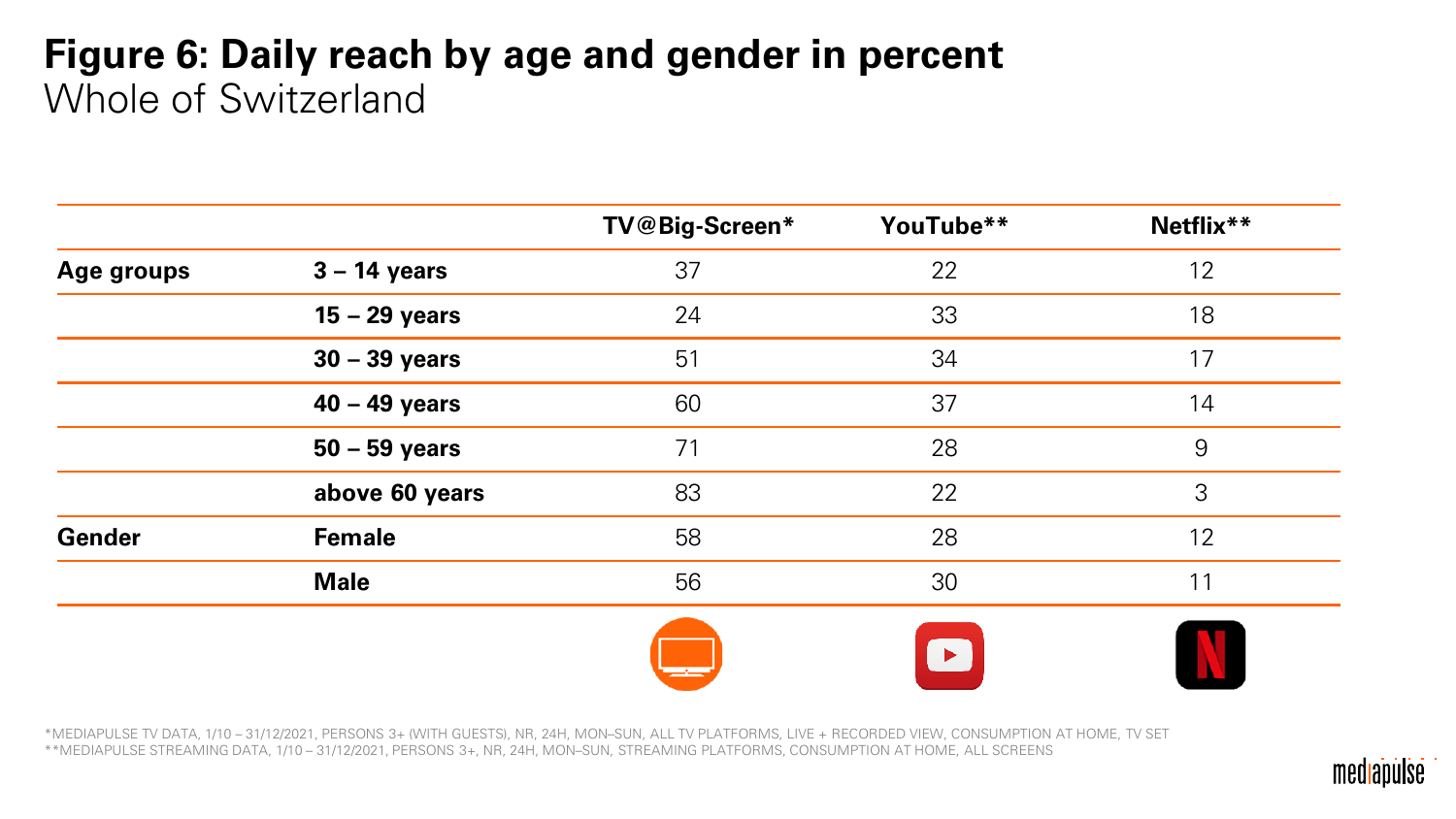# Figure 6: Daily reach by age and gender in percent

Whole of Switzerland

| | | TV@Big-Screen* | YouTube** | Netflix** |
|---|---|---|---|---|
| **Age groups** | **3 – 14 years** | 37 | 22 | 12 |
| | **15 – 29 years** | 24 | 33 | 18 |
| | **30 – 39 years** | 51 | 34 | 17 |
| | **40 – 49 years** | 60 | 37 | 14 |
| | **50 – 59 years** | 71 | 28 | 9 |
| | **above 60 years** | 83 | 22 | 3 |
| **Gender** | **Female** | 58 | 28 | 12 |
| | **Male** | 56 | 30 | 11 |

*MEDIAPULSE TV DATA, 1/10 – 31/12/2021, PERSONS 3+ (WITH GUESTS), NR, 24H, MON–SUN, ALL TV PLATFORMS, LIVE + RECORDED VIEW, CONSUMPTION AT HOME, TV SET

**MEDIAPULSE STREAMING DATA, 1/10 – 31/12/2021, PERSONS 3+, NR, 24H, MON–SUN, STREAMING PLATFORMS, CONSUMPTION AT HOME, ALL SCREENS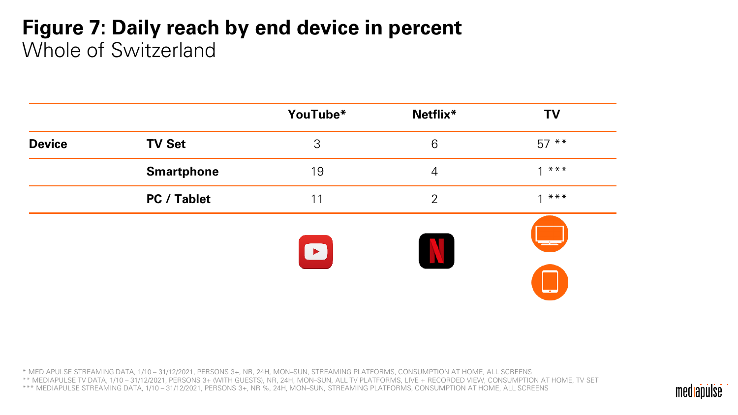# Figure 7: Daily reach by end device in percent

Whole of Switzerland

| | | YouTube* | Netflix* | TV |
|---|---|---|---|---|
| **Device** | **TV Set** | 3 | 6 | 57 ** |
| | **Smartphone** | 19 | 4 | 1 *** |
| | **PC / Tablet** | 11 | 2 | 1 *** |

* MEDIAPULSE STREAMING DATA, 1/10 – 31/12/2021, PERSONS 3+, NR, 24H, MON–SUN, STREAMING PLATFORMS, CONSUMPTION AT HOME, ALL SCREENS
** MEDIAPULSE TV DATA, 1/10 – 31/12/2021, PERSONS 3+ (WITH GUESTS), NR, 24H, MON–SUN, ALL TV PLATFORMS, LIVE + RECORDED VIEW, CONSUMPTION AT HOME, TV SET
*** MEDIAPULSE STREAMING DATA, 1/10 – 31/12/2021, PERSONS 3+, NR %, 24H, MON–SUN, STREAMING PLATFORMS, CONSUMPTION AT HOME, ALL SCREENS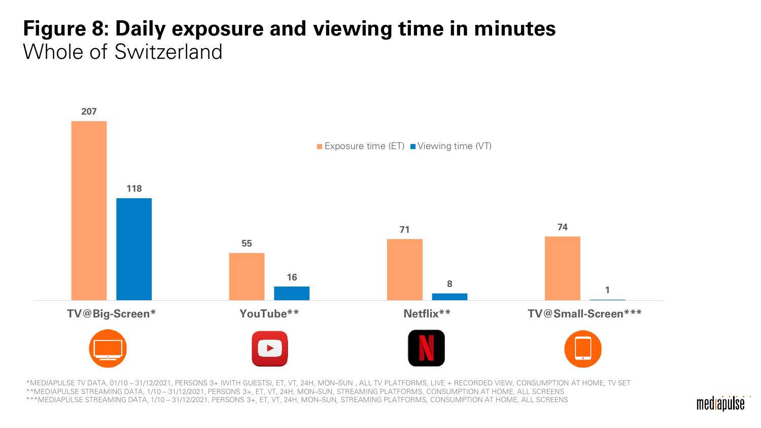# Figure 8: Daily exposure and viewing time in minutes

Whole of Switzerland

Exposure time (ET) Viewing time (VT)

207
118
55
16
71
8
74
1

TV@Big-Screen*
YouTube**
Netflix**
TV@Small-Screen***

*MEDIAPULSE TV DATA, 01/10 – 31/12/2021, PERSONS 3+ (WITH GUESTS), ET, VT, 24H, MON–SUN , ALL TV PLATFORMS, LIVE + RECORDED VIEW, CONSUMPTION AT HOME, TV SET
**MEDIAPULSE STREAMING DATA, 1/10 – 31/12/2021, PERSONS 3+, ET, VT, 24H, MON–SUN, STREAMING PLATFORMS, CONSUMPTION AT HOME, ALL SCREENS
***MEDIAPULSE STREAMING DATA, 1/10 – 31/12/2021, PERSONS 3+, ET, VT, 24H, MON–SUN, STREAMING PLATFORMS, CONSUMPTION AT HOME, ALL SCREENS

mediapulse